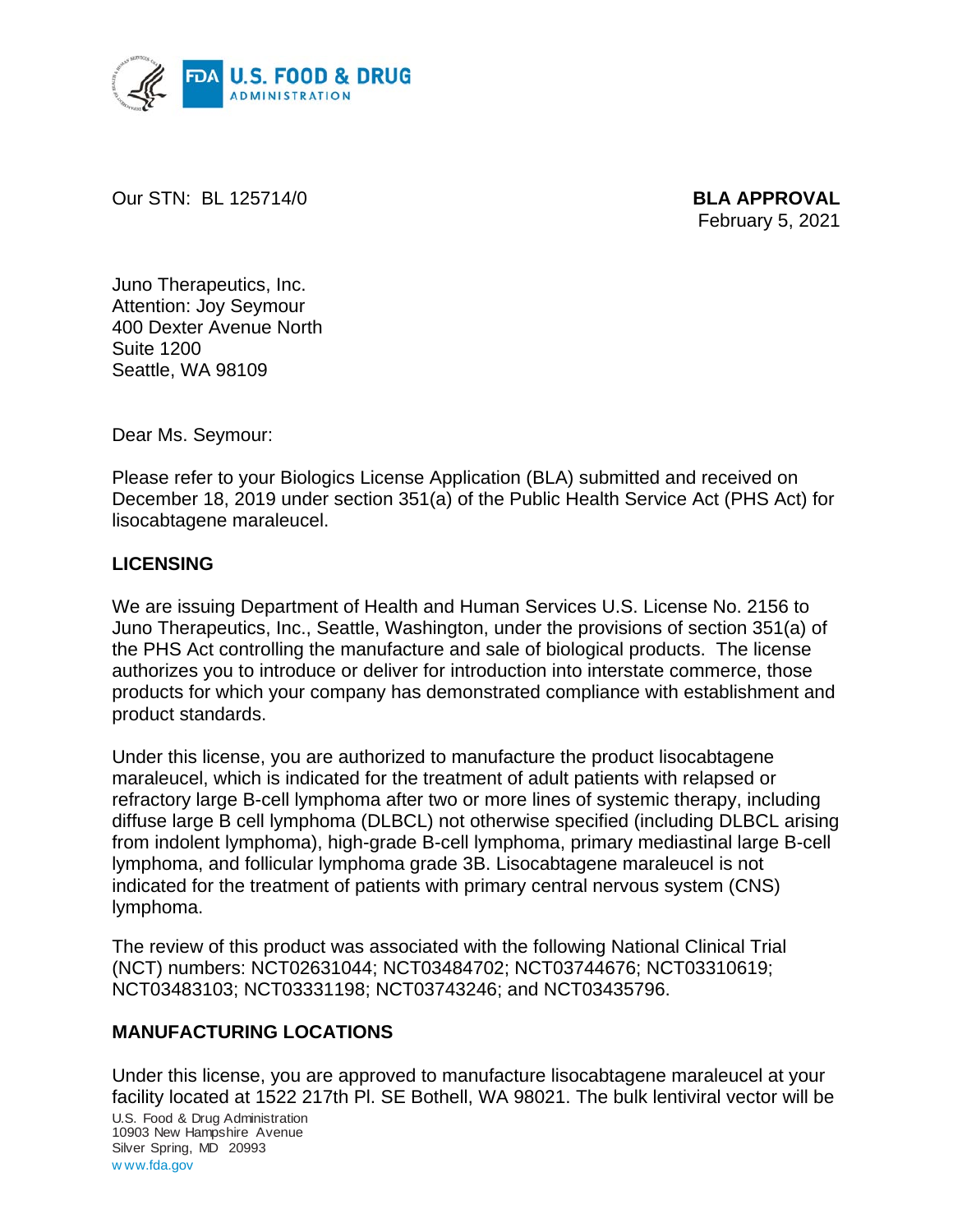Our STN: BL 125714/0

**BLA APPROVAL**
February 5, 2021

Juno Therapeutics, Inc.
Attention: Joy Seymour
400 Dexter Avenue North
Suite 1200
Seattle, WA 98109

Dear Ms. Seymour:

Please refer to your Biologics License Application (BLA) submitted and received on December 18, 2019 under section 351(a) of the Public Health Service Act (PHS Act) for lisocabtagene maraleucel.

## LICENSING

We are issuing Department of Health and Human Services U.S. License No. 2156 to Juno Therapeutics, Inc., Seattle, Washington, under the provisions of section 351(a) of the PHS Act controlling the manufacture and sale of biological products. The license authorizes you to introduce or deliver for introduction into interstate commerce, those products for which your company has demonstrated compliance with establishment and product standards.

Under this license, you are authorized to manufacture the product lisocabtagene maraleucel, which is indicated for the treatment of adult patients with relapsed or refractory large B-cell lymphoma after two or more lines of systemic therapy, including diffuse large B cell lymphoma (DLBCL) not otherwise specified (including DLBCL arising from indolent lymphoma), high-grade B-cell lymphoma, primary mediastinal large B-cell lymphoma, and follicular lymphoma grade 3B. Lisocabtagene maraleucel is not indicated for the treatment of patients with primary central nervous system (CNS) lymphoma.

The review of this product was associated with the following National Clinical Trial (NCT) numbers: NCT02631044; NCT03484702; NCT03744676; NCT03310619; NCT03483103; NCT03331198; NCT03743246; and NCT03435796.

## MANUFACTURING LOCATIONS

Under this license, you are approved to manufacture lisocabtagene maraleucel at your facility located at 1522 217th Pl. SE Bothell, WA 98021. The bulk lentiviral vector will be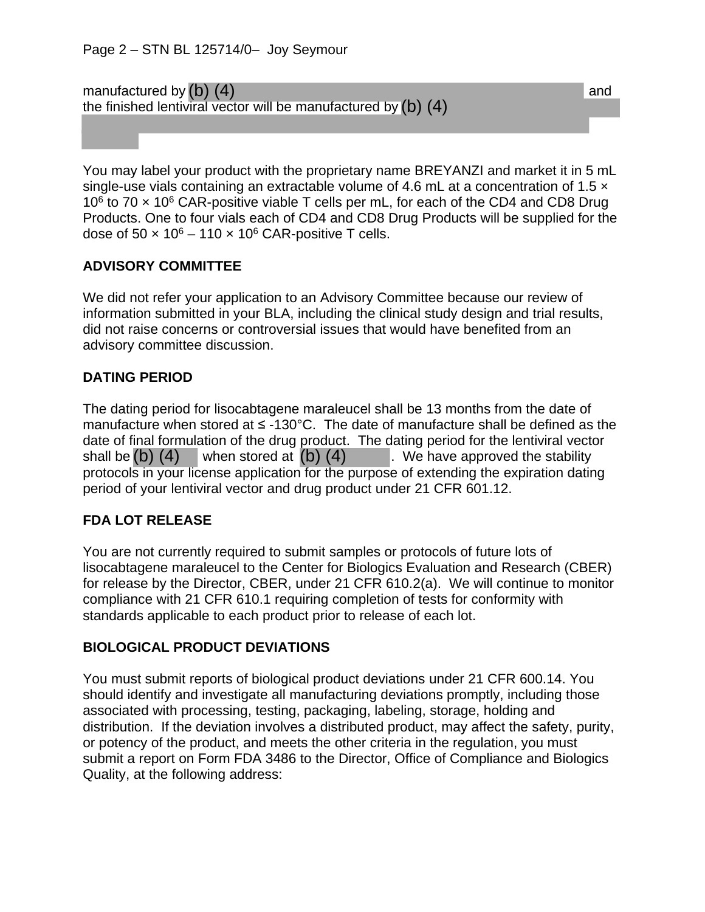manufactured by (b) (4) and the finished lentiviral vector will be manufactured by (b) (4)

You may label your product with the proprietary name BREYANZI and market it in 5 mL single-use vials containing an extractable volume of 4.6 mL at a concentration of 1.5 × $10^6$ to 70 × $10^6$ CAR-positive viable T cells per mL, for each of the CD4 and CD8 Drug Products. One to four vials each of CD4 and CD8 Drug Products will be supplied for the dose of 50 × $10^6$ – 110 × $10^6$ CAR-positive T cells.

**ADVISORY COMMITTEE**

We did not refer your application to an Advisory Committee because our review of information submitted in your BLA, including the clinical study design and trial results, did not raise concerns or controversial issues that would have benefited from an advisory committee discussion.

**DATING PERIOD**

The dating period for lisocabtagene maraleucel shall be 13 months from the date of manufacture when stored at ≤ -130°C. The date of manufacture shall be defined as the date of final formulation of the drug product. The dating period for the lentiviral vector shall be (b) (4) when stored at (b) (4). We have approved the stability protocols in your license application for the purpose of extending the expiration dating period of your lentiviral vector and drug product under 21 CFR 601.12.

**FDA LOT RELEASE**

You are not currently required to submit samples or protocols of future lots of lisocabtagene maraleucel to the Center for Biologics Evaluation and Research (CBER) for release by the Director, CBER, under 21 CFR 610.2(a). We will continue to monitor compliance with 21 CFR 610.1 requiring completion of tests for conformity with standards applicable to each product prior to release of each lot.

**BIOLOGICAL PRODUCT DEVIATIONS**

You must submit reports of biological product deviations under 21 CFR 600.14. You should identify and investigate all manufacturing deviations promptly, including those associated with processing, testing, packaging, labeling, storage, holding and distribution. If the deviation involves a distributed product, may affect the safety, purity, or potency of the product, and meets the other criteria in the regulation, you must submit a report on Form FDA 3486 to the Director, Office of Compliance and Biologics Quality, at the following address: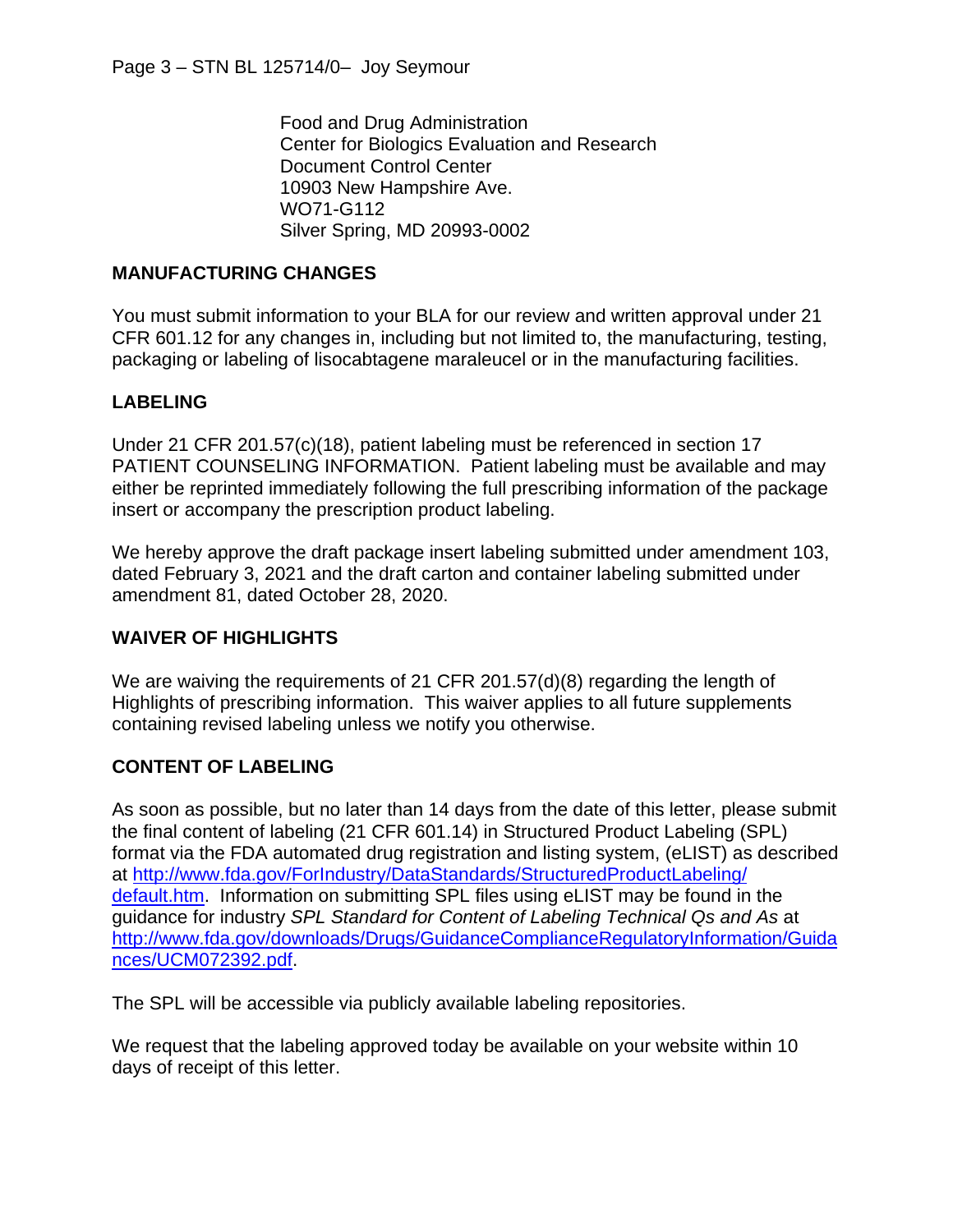Food and Drug Administration
Center for Biologics Evaluation and Research
Document Control Center
10903 New Hampshire Ave.
WO71-G112
Silver Spring, MD 20993-0002

**MANUFACTURING CHANGES**

You must submit information to your BLA for our review and written approval under 21 CFR 601.12 for any changes in, including but not limited to, the manufacturing, testing, packaging or labeling of lisocabtagene maraleucel or in the manufacturing facilities.

**LABELING**

Under 21 CFR 201.57(c)(18), patient labeling must be referenced in section 17 PATIENT COUNSELING INFORMATION. Patient labeling must be available and may either be reprinted immediately following the full prescribing information of the package insert or accompany the prescription product labeling.

We hereby approve the draft package insert labeling submitted under amendment 103, dated February 3, 2021 and the draft carton and container labeling submitted under amendment 81, dated October 28, 2020.

**WAIVER OF HIGHLIGHTS**

We are waiving the requirements of 21 CFR 201.57(d)(8) regarding the length of Highlights of prescribing information. This waiver applies to all future supplements containing revised labeling unless we notify you otherwise.

**CONTENT OF LABELING**

As soon as possible, but no later than 14 days from the date of this letter, please submit the final content of labeling (21 CFR 601.14) in Structured Product Labeling (SPL) format via the FDA automated drug registration and listing system, (eLIST) as described at [http://www.fda.gov/ForIndustry/DataStandards/StructuredProductLabeling/default.htm](http://www.fda.gov/ForIndustry/DataStandards/StructuredProductLabeling/default.htm). Information on submitting SPL files using eLIST may be found in the guidance for industry *SPL Standard for Content of Labeling Technical Qs and As* at [http://www.fda.gov/downloads/Drugs/GuidanceComplianceRegulatoryInformation/Guidances/UCM072392.pdf](http://www.fda.gov/downloads/Drugs/GuidanceComplianceRegulatoryInformation/Guidances/UCM072392.pdf).

The SPL will be accessible via publicly available labeling repositories.

We request that the labeling approved today be available on your website within 10 days of receipt of this letter.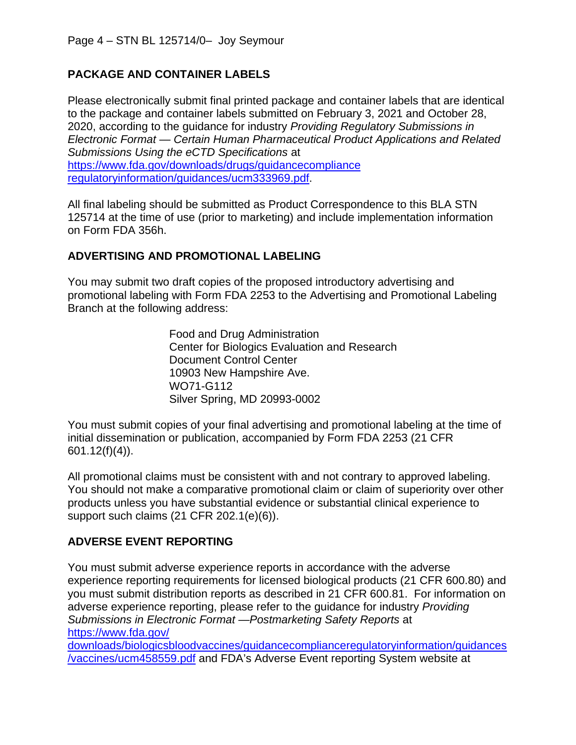## PACKAGE AND CONTAINER LABELS

Please electronically submit final printed package and container labels that are identical to the package and container labels submitted on February 3, 2021 and October 28, 2020, according to the guidance for industry *Providing Regulatory Submissions in Electronic Format — Certain Human Pharmaceutical Product Applications and Related Submissions Using the eCTD Specifications* at https://www.fda.gov/downloads/drugs/guidancecompliance regulatoryinformation/guidances/ucm333969.pdf.

All final labeling should be submitted as Product Correspondence to this BLA STN 125714 at the time of use (prior to marketing) and include implementation information on Form FDA 356h.

## ADVERTISING AND PROMOTIONAL LABELING

You may submit two draft copies of the proposed introductory advertising and promotional labeling with Form FDA 2253 to the Advertising and Promotional Labeling Branch at the following address:

Food and Drug Administration
Center for Biologics Evaluation and Research
Document Control Center
10903 New Hampshire Ave.
WO71-G112
Silver Spring, MD 20993-0002

You must submit copies of your final advertising and promotional labeling at the time of initial dissemination or publication, accompanied by Form FDA 2253 (21 CFR 601.12(f)(4)).

All promotional claims must be consistent with and not contrary to approved labeling. You should not make a comparative promotional claim or claim of superiority over other products unless you have substantial evidence or substantial clinical experience to support such claims (21 CFR 202.1(e)(6)).

## ADVERSE EVENT REPORTING

You must submit adverse experience reports in accordance with the adverse experience reporting requirements for licensed biological products (21 CFR 600.80) and you must submit distribution reports as described in 21 CFR 600.81. For information on adverse experience reporting, please refer to the guidance for industry *Providing Submissions in Electronic Format —Postmarketing Safety Reports* at https://www.fda.gov/downloads/biologicsbloodvaccines/guidancecomplianceregulatoryinformation/guidances/vaccines/ucm458559.pdf and FDA's Adverse Event reporting System website at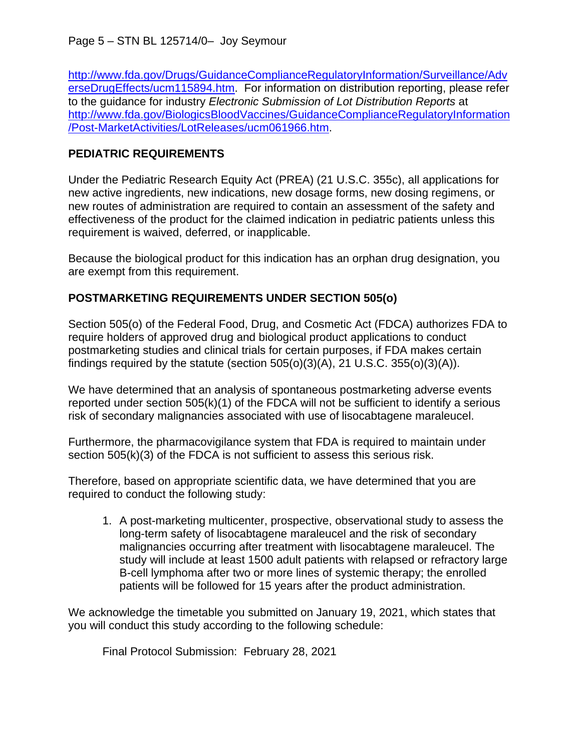http://www.fda.gov/Drugs/GuidanceComplianceRegulatoryInformation/Surveillance/AdverseDrugEffects/ucm115894.htm. For information on distribution reporting, please refer to the guidance for industry *Electronic Submission of Lot Distribution Reports* at http://www.fda.gov/BiologicsBloodVaccines/GuidanceComplianceRegulatoryInformation/Post-MarketActivities/LotReleases/ucm061966.htm.

## PEDIATRIC REQUIREMENTS

Under the Pediatric Research Equity Act (PREA) (21 U.S.C. 355c), all applications for new active ingredients, new indications, new dosage forms, new dosing regimens, or new routes of administration are required to contain an assessment of the safety and effectiveness of the product for the claimed indication in pediatric patients unless this requirement is waived, deferred, or inapplicable.

Because the biological product for this indication has an orphan drug designation, you are exempt from this requirement.

## POSTMARKETING REQUIREMENTS UNDER SECTION 505(o)

Section 505(o) of the Federal Food, Drug, and Cosmetic Act (FDCA) authorizes FDA to require holders of approved drug and biological product applications to conduct postmarketing studies and clinical trials for certain purposes, if FDA makes certain findings required by the statute (section 505(o)(3)(A), 21 U.S.C. 355(o)(3)(A)).

We have determined that an analysis of spontaneous postmarketing adverse events reported under section 505(k)(1) of the FDCA will not be sufficient to identify a serious risk of secondary malignancies associated with use of lisocabtagene maraleucel.

Furthermore, the pharmacovigilance system that FDA is required to maintain under section 505(k)(3) of the FDCA is not sufficient to assess this serious risk.

Therefore, based on appropriate scientific data, we have determined that you are required to conduct the following study:

1. A post-marketing multicenter, prospective, observational study to assess the long-term safety of lisocabtagene maraleucel and the risk of secondary malignancies occurring after treatment with lisocabtagene maraleucel. The study will include at least 1500 adult patients with relapsed or refractory large B-cell lymphoma after two or more lines of systemic therapy; the enrolled patients will be followed for 15 years after the product administration.

We acknowledge the timetable you submitted on January 19, 2021, which states that you will conduct this study according to the following schedule:

Final Protocol Submission: February 28, 2021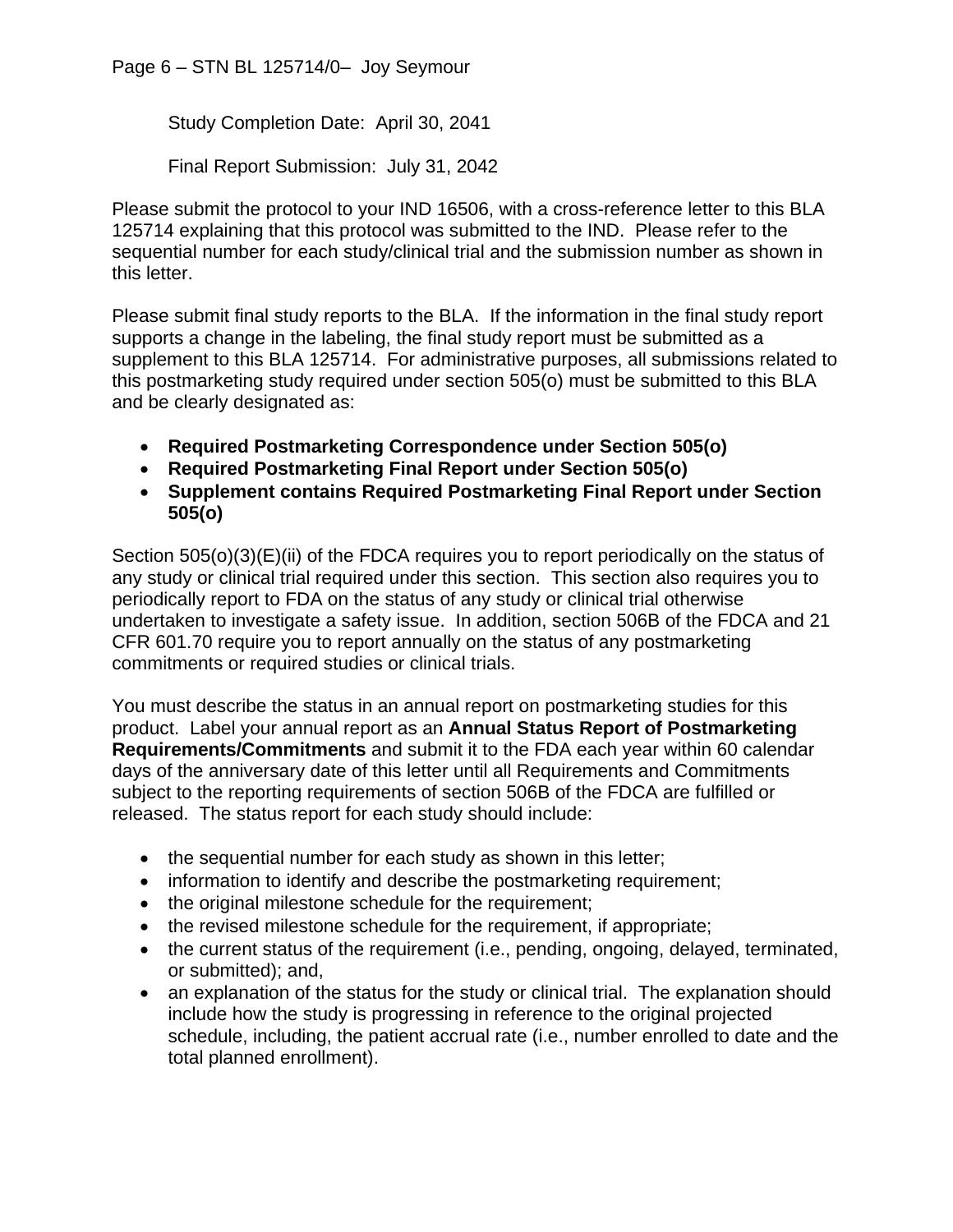Study Completion Date: April 30, 2041

Final Report Submission: July 31, 2042

Please submit the protocol to your IND 16506, with a cross-reference letter to this BLA 125714 explaining that this protocol was submitted to the IND. Please refer to the sequential number for each study/clinical trial and the submission number as shown in this letter.

Please submit final study reports to the BLA. If the information in the final study report supports a change in the labeling, the final study report must be submitted as a supplement to this BLA 125714. For administrative purposes, all submissions related to this postmarketing study required under section 505(o) must be submitted to this BLA and be clearly designated as:

- **Required Postmarketing Correspondence under Section 505(o)**
- **Required Postmarketing Final Report under Section 505(o)**
- **Supplement contains Required Postmarketing Final Report under Section 505(o)**

Section 505(o)(3)(E)(ii) of the FDCA requires you to report periodically on the status of any study or clinical trial required under this section. This section also requires you to periodically report to FDA on the status of any study or clinical trial otherwise undertaken to investigate a safety issue. In addition, section 506B of the FDCA and 21 CFR 601.70 require you to report annually on the status of any postmarketing commitments or required studies or clinical trials.

You must describe the status in an annual report on postmarketing studies for this product. Label your annual report as an **Annual Status Report of Postmarketing Requirements/Commitments** and submit it to the FDA each year within 60 calendar days of the anniversary date of this letter until all Requirements and Commitments subject to the reporting requirements of section 506B of the FDCA are fulfilled or released. The status report for each study should include:

- the sequential number for each study as shown in this letter;
- information to identify and describe the postmarketing requirement;
- the original milestone schedule for the requirement;
- the revised milestone schedule for the requirement, if appropriate;
- the current status of the requirement (i.e., pending, ongoing, delayed, terminated, or submitted); and,
- an explanation of the status for the study or clinical trial. The explanation should include how the study is progressing in reference to the original projected schedule, including, the patient accrual rate (i.e., number enrolled to date and the total planned enrollment).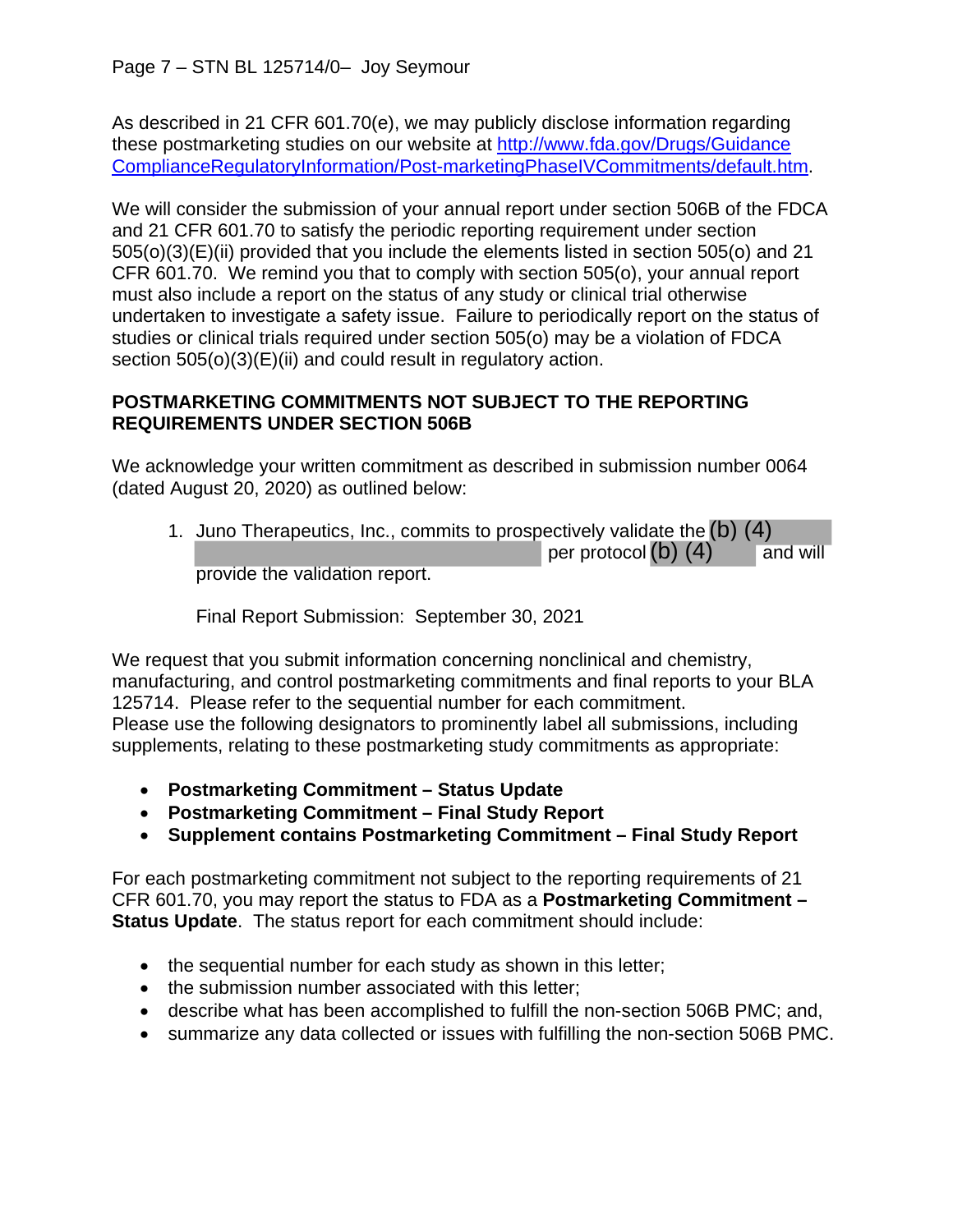As described in 21 CFR 601.70(e), we may publicly disclose information regarding these postmarketing studies on our website at http://www.fda.gov/Drugs/GuidanceComplianceRegulatoryInformation/Post-marketingPhaseIVCommitments/default.htm.

We will consider the submission of your annual report under section 506B of the FDCA and 21 CFR 601.70 to satisfy the periodic reporting requirement under section 505(o)(3)(E)(ii) provided that you include the elements listed in section 505(o) and 21 CFR 601.70. We remind you that to comply with section 505(o), your annual report must also include a report on the status of any study or clinical trial otherwise undertaken to investigate a safety issue. Failure to periodically report on the status of studies or clinical trials required under section 505(o) may be a violation of FDCA section 505(o)(3)(E)(ii) and could result in regulatory action.

**POSTMARKETING COMMITMENTS NOT SUBJECT TO THE REPORTING REQUIREMENTS UNDER SECTION 506B**

We acknowledge your written commitment as described in submission number 0064 (dated August 20, 2020) as outlined below:

1. Juno Therapeutics, Inc., commits to prospectively validate the (b) (4) per protocol (b) (4) and will provide the validation report.

   Final Report Submission: September 30, 2021

We request that you submit information concerning nonclinical and chemistry, manufacturing, and control postmarketing commitments and final reports to your BLA 125714. Please refer to the sequential number for each commitment.
Please use the following designators to prominently label all submissions, including supplements, relating to these postmarketing study commitments as appropriate:

- **Postmarketing Commitment – Status Update**
- **Postmarketing Commitment – Final Study Report**
- **Supplement contains Postmarketing Commitment – Final Study Report**

For each postmarketing commitment not subject to the reporting requirements of 21 CFR 601.70, you may report the status to FDA as a **Postmarketing Commitment – Status Update**. The status report for each commitment should include:

- the sequential number for each study as shown in this letter;
- the submission number associated with this letter;
- describe what has been accomplished to fulfill the non-section 506B PMC; and,
- summarize any data collected or issues with fulfilling the non-section 506B PMC.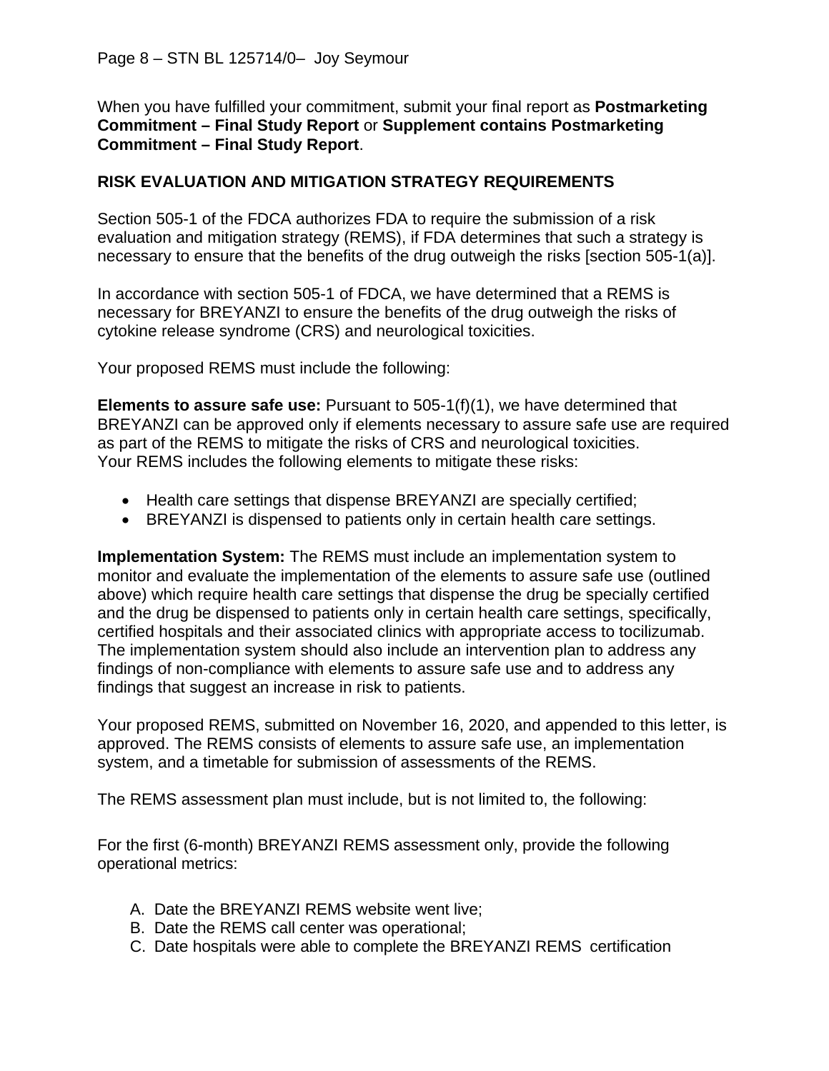When you have fulfilled your commitment, submit your final report as **Postmarketing Commitment – Final Study Report** or **Supplement contains Postmarketing Commitment – Final Study Report**.

## RISK EVALUATION AND MITIGATION STRATEGY REQUIREMENTS

Section 505-1 of the FDCA authorizes FDA to require the submission of a risk evaluation and mitigation strategy (REMS), if FDA determines that such a strategy is necessary to ensure that the benefits of the drug outweigh the risks [section 505-1(a)].

In accordance with section 505-1 of FDCA, we have determined that a REMS is necessary for BREYANZI to ensure the benefits of the drug outweigh the risks of cytokine release syndrome (CRS) and neurological toxicities.

Your proposed REMS must include the following:

**Elements to assure safe use:** Pursuant to 505-1(f)(1), we have determined that BREYANZI can be approved only if elements necessary to assure safe use are required as part of the REMS to mitigate the risks of CRS and neurological toxicities. Your REMS includes the following elements to mitigate these risks:

- Health care settings that dispense BREYANZI are specially certified;
- BREYANZI is dispensed to patients only in certain health care settings.

**Implementation System:** The REMS must include an implementation system to monitor and evaluate the implementation of the elements to assure safe use (outlined above) which require health care settings that dispense the drug be specially certified and the drug be dispensed to patients only in certain health care settings, specifically, certified hospitals and their associated clinics with appropriate access to tocilizumab. The implementation system should also include an intervention plan to address any findings of non-compliance with elements to assure safe use and to address any findings that suggest an increase in risk to patients.

Your proposed REMS, submitted on November 16, 2020, and appended to this letter, is approved. The REMS consists of elements to assure safe use, an implementation system, and a timetable for submission of assessments of the REMS.

The REMS assessment plan must include, but is not limited to, the following:

For the first (6-month) BREYANZI REMS assessment only, provide the following operational metrics:

A. Date the BREYANZI REMS website went live;
B. Date the REMS call center was operational;
C. Date hospitals were able to complete the BREYANZI REMS certification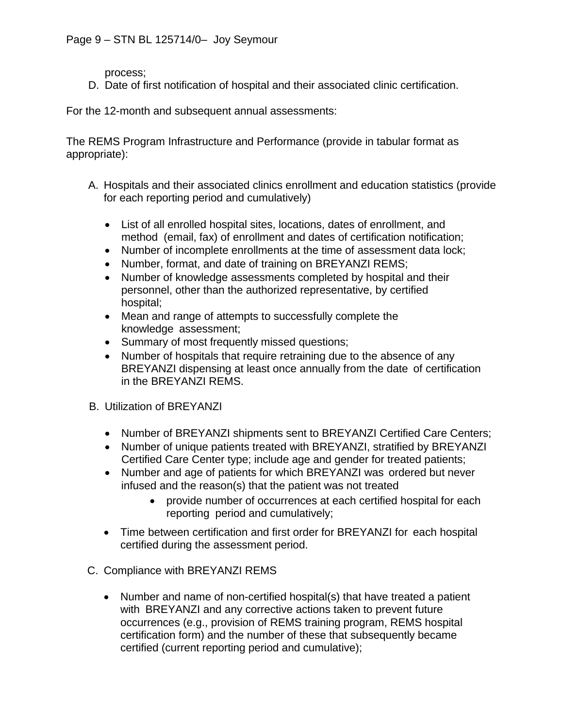process;

D. Date of first notification of hospital and their associated clinic certification.

For the 12-month and subsequent annual assessments:

The REMS Program Infrastructure and Performance (provide in tabular format as appropriate):

A. Hospitals and their associated clinics enrollment and education statistics (provide for each reporting period and cumulatively)

   - List of all enrolled hospital sites, locations, dates of enrollment, and method (email, fax) of enrollment and dates of certification notification;
   - Number of incomplete enrollments at the time of assessment data lock;
   - Number, format, and date of training on BREYANZI REMS;
   - Number of knowledge assessments completed by hospital and their personnel, other than the authorized representative, by certified hospital;
   - Mean and range of attempts to successfully complete the knowledge assessment;
   - Summary of most frequently missed questions;
   - Number of hospitals that require retraining due to the absence of any BREYANZI dispensing at least once annually from the date of certification in the BREYANZI REMS.

B. Utilization of BREYANZI

   - Number of BREYANZI shipments sent to BREYANZI Certified Care Centers;
   - Number of unique patients treated with BREYANZI, stratified by BREYANZI Certified Care Center type; include age and gender for treated patients;
   - Number and age of patients for which BREYANZI was ordered but never infused and the reason(s) that the patient was not treated
     - provide number of occurrences at each certified hospital for each reporting period and cumulatively;
   - Time between certification and first order for BREYANZI for each hospital certified during the assessment period.

C. Compliance with BREYANZI REMS

   - Number and name of non-certified hospital(s) that have treated a patient with BREYANZI and any corrective actions taken to prevent future occurrences (e.g., provision of REMS training program, REMS hospital certification form) and the number of these that subsequently became certified (current reporting period and cumulative);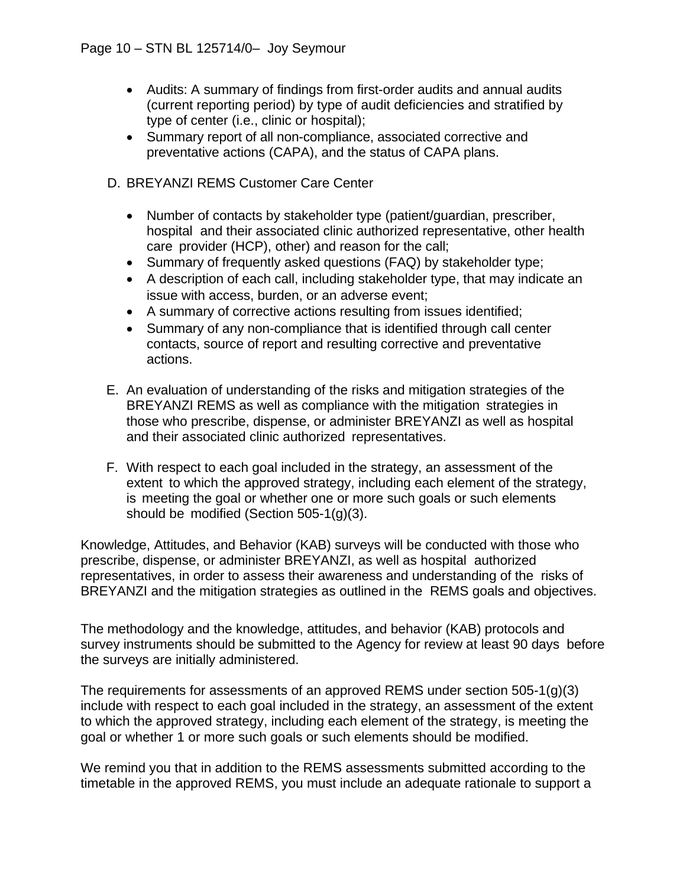- Audits: A summary of findings from first-order audits and annual audits (current reporting period) by type of audit deficiencies and stratified by type of center (i.e., clinic or hospital);
- Summary report of all non-compliance, associated corrective and preventative actions (CAPA), and the status of CAPA plans.

D. BREYANZI REMS Customer Care Center

- Number of contacts by stakeholder type (patient/guardian, prescriber, hospital and their associated clinic authorized representative, other health care provider (HCP), other) and reason for the call;
- Summary of frequently asked questions (FAQ) by stakeholder type;
- A description of each call, including stakeholder type, that may indicate an issue with access, burden, or an adverse event;
- A summary of corrective actions resulting from issues identified;
- Summary of any non-compliance that is identified through call center contacts, source of report and resulting corrective and preventative actions.

E. An evaluation of understanding of the risks and mitigation strategies of the BREYANZI REMS as well as compliance with the mitigation strategies in those who prescribe, dispense, or administer BREYANZI as well as hospital and their associated clinic authorized representatives.

F. With respect to each goal included in the strategy, an assessment of the extent to which the approved strategy, including each element of the strategy, is meeting the goal or whether one or more such goals or such elements should be modified (Section 505-1(g)(3).

Knowledge, Attitudes, and Behavior (KAB) surveys will be conducted with those who prescribe, dispense, or administer BREYANZI, as well as hospital authorized representatives, in order to assess their awareness and understanding of the risks of BREYANZI and the mitigation strategies as outlined in the REMS goals and objectives.

The methodology and the knowledge, attitudes, and behavior (KAB) protocols and survey instruments should be submitted to the Agency for review at least 90 days before the surveys are initially administered.

The requirements for assessments of an approved REMS under section 505-1(g)(3) include with respect to each goal included in the strategy, an assessment of the extent to which the approved strategy, including each element of the strategy, is meeting the goal or whether 1 or more such goals or such elements should be modified.

We remind you that in addition to the REMS assessments submitted according to the timetable in the approved REMS, you must include an adequate rationale to support a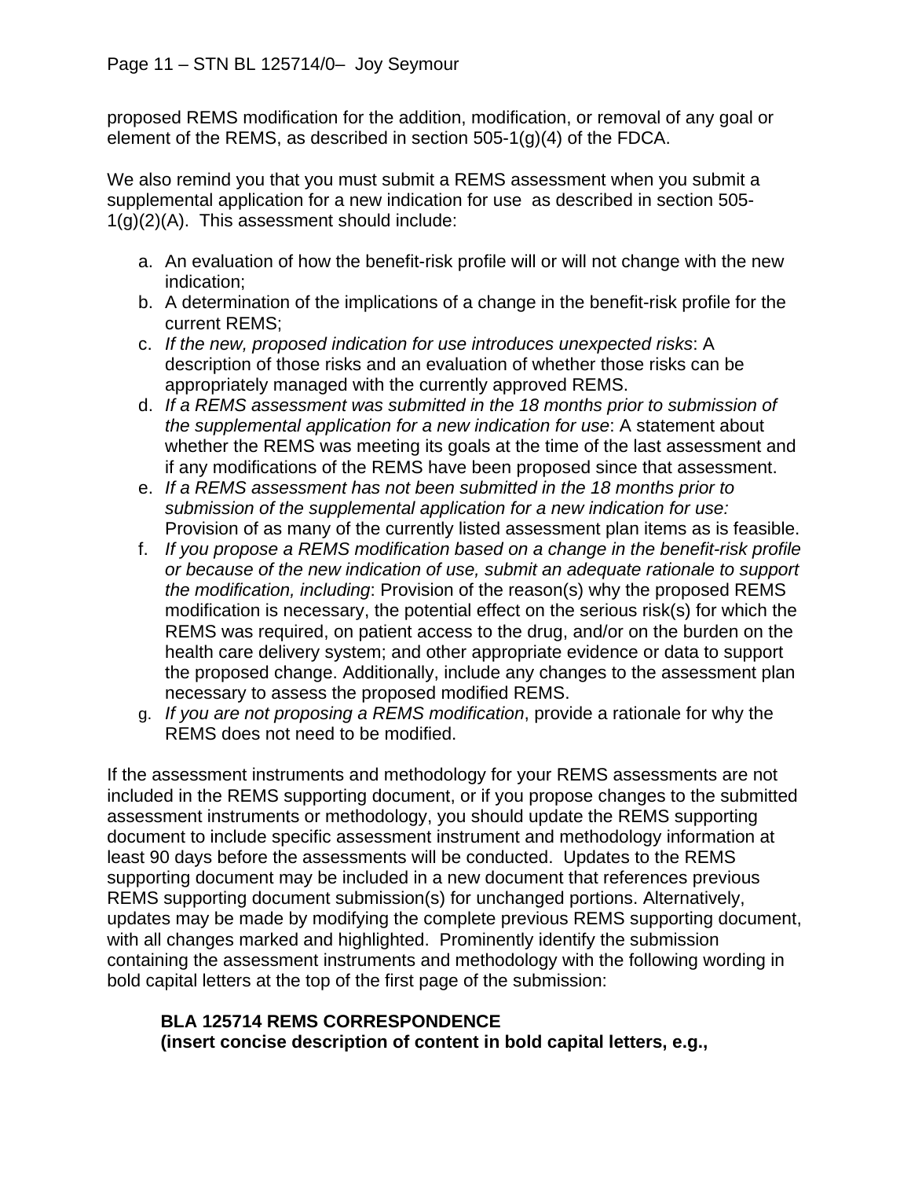proposed REMS modification for the addition, modification, or removal of any goal or element of the REMS, as described in section 505-1(g)(4) of the FDCA.

We also remind you that you must submit a REMS assessment when you submit a supplemental application for a new indication for use as described in section 505-1(g)(2)(A). This assessment should include:

a. An evaluation of how the benefit-risk profile will or will not change with the new indication;
b. A determination of the implications of a change in the benefit-risk profile for the current REMS;
c. *If the new, proposed indication for use introduces unexpected risks*: A description of those risks and an evaluation of whether those risks can be appropriately managed with the currently approved REMS.
d. *If a REMS assessment was submitted in the 18 months prior to submission of the supplemental application for a new indication for use*: A statement about whether the REMS was meeting its goals at the time of the last assessment and if any modifications of the REMS have been proposed since that assessment.
e. *If a REMS assessment has not been submitted in the 18 months prior to submission of the supplemental application for a new indication for use:* Provision of as many of the currently listed assessment plan items as is feasible.
f. *If you propose a REMS modification based on a change in the benefit-risk profile or because of the new indication of use, submit an adequate rationale to support the modification, including*: Provision of the reason(s) why the proposed REMS modification is necessary, the potential effect on the serious risk(s) for which the REMS was required, on patient access to the drug, and/or on the burden on the health care delivery system; and other appropriate evidence or data to support the proposed change. Additionally, include any changes to the assessment plan necessary to assess the proposed modified REMS.
g. *If you are not proposing a REMS modification*, provide a rationale for why the REMS does not need to be modified.

If the assessment instruments and methodology for your REMS assessments are not included in the REMS supporting document, or if you propose changes to the submitted assessment instruments or methodology, you should update the REMS supporting document to include specific assessment instrument and methodology information at least 90 days before the assessments will be conducted. Updates to the REMS supporting document may be included in a new document that references previous REMS supporting document submission(s) for unchanged portions. Alternatively, updates may be made by modifying the complete previous REMS supporting document, with all changes marked and highlighted. Prominently identify the submission containing the assessment instruments and methodology with the following wording in bold capital letters at the top of the first page of the submission:

> **BLA 125714 REMS CORRESPONDENCE**
> **(insert concise description of content in bold capital letters, e.g.,**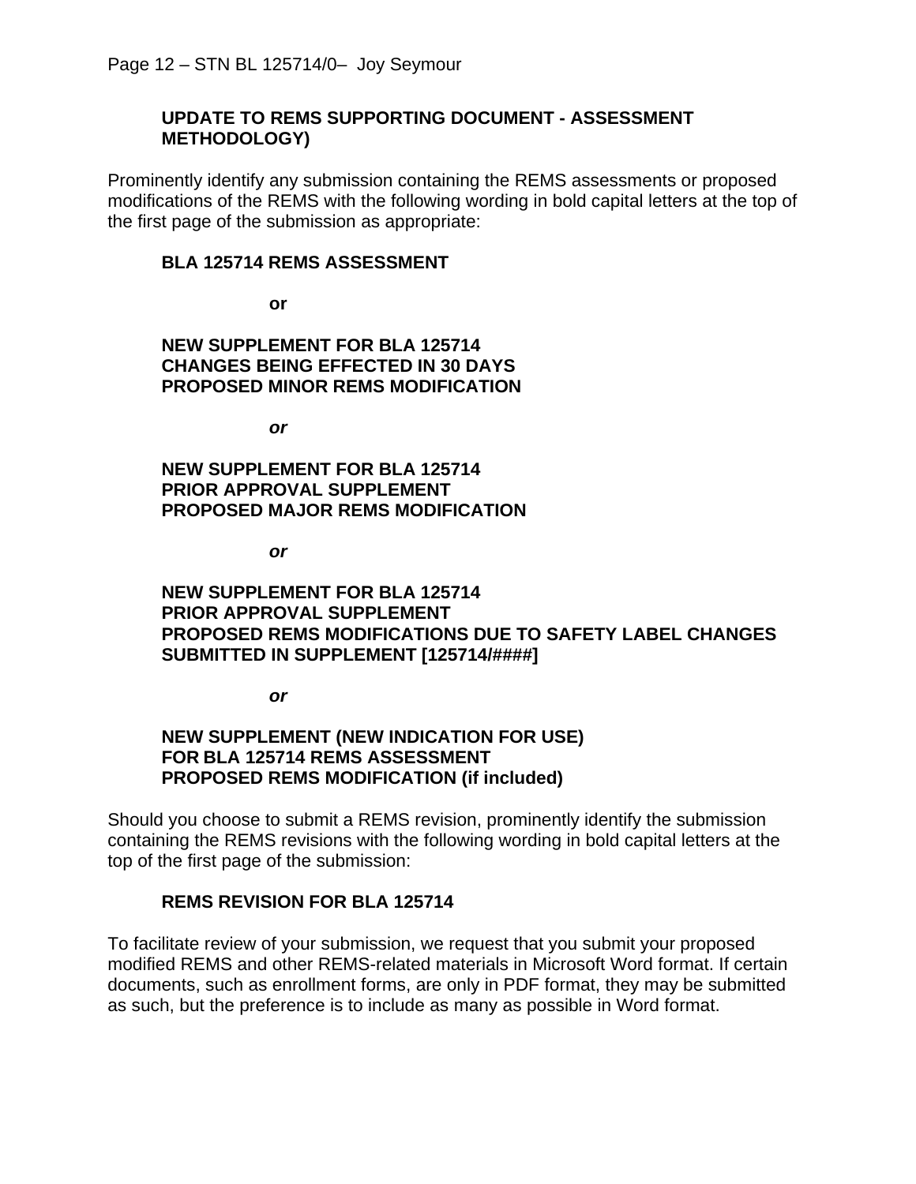**UPDATE TO REMS SUPPORTING DOCUMENT - ASSESSMENT METHODOLOGY)**

Prominently identify any submission containing the REMS assessments or proposed modifications of the REMS with the following wording in bold capital letters at the top of the first page of the submission as appropriate:

**BLA 125714 REMS ASSESSMENT**

**or**

**NEW SUPPLEMENT FOR BLA 125714**
**CHANGES BEING EFFECTED IN 30 DAYS**
**PROPOSED MINOR REMS MODIFICATION**

***or***

**NEW SUPPLEMENT FOR BLA 125714**
**PRIOR APPROVAL SUPPLEMENT**
**PROPOSED MAJOR REMS MODIFICATION**

***or***

**NEW SUPPLEMENT FOR BLA 125714**
**PRIOR APPROVAL SUPPLEMENT**
**PROPOSED REMS MODIFICATIONS DUE TO SAFETY LABEL CHANGES SUBMITTED IN SUPPLEMENT [125714/####]**

***or***

**NEW SUPPLEMENT (NEW INDICATION FOR USE)**
**FOR BLA 125714 REMS ASSESSMENT**
**PROPOSED REMS MODIFICATION (if included)**

Should you choose to submit a REMS revision, prominently identify the submission containing the REMS revisions with the following wording in bold capital letters at the top of the first page of the submission:

**REMS REVISION FOR BLA 125714**

To facilitate review of your submission, we request that you submit your proposed modified REMS and other REMS-related materials in Microsoft Word format. If certain documents, such as enrollment forms, are only in PDF format, they may be submitted as such, but the preference is to include as many as possible in Word format.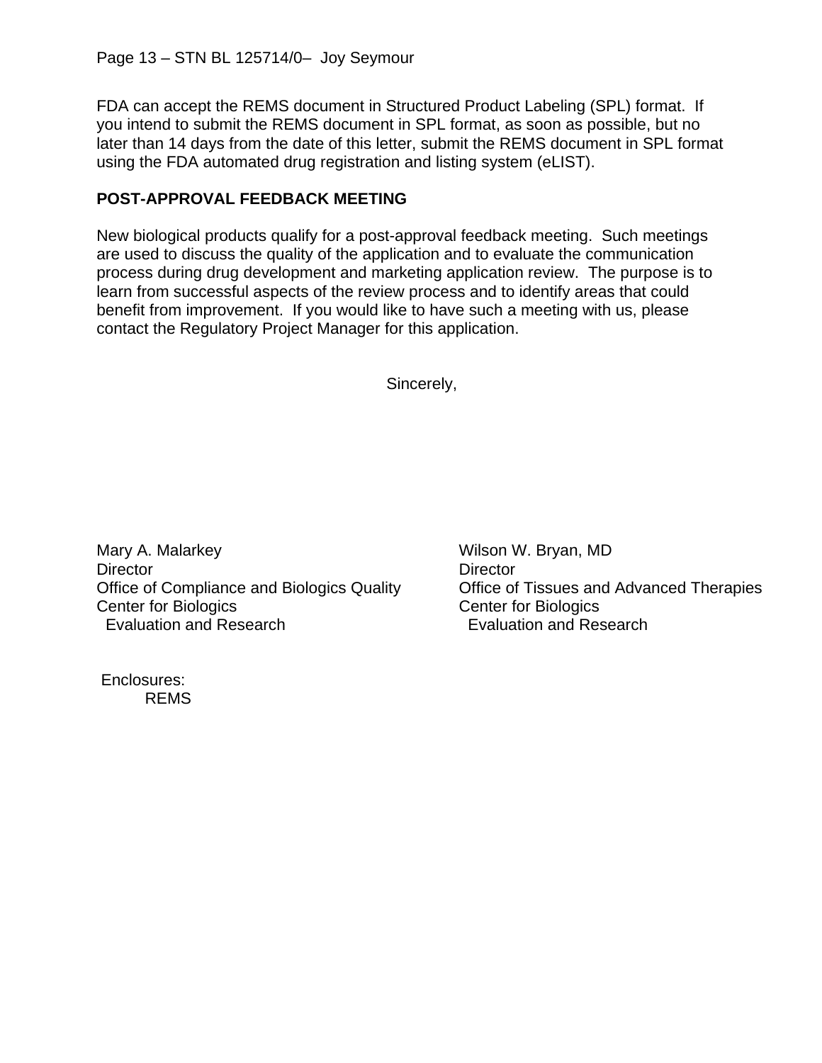FDA can accept the REMS document in Structured Product Labeling (SPL) format. If you intend to submit the REMS document in SPL format, as soon as possible, but no later than 14 days from the date of this letter, submit the REMS document in SPL format using the FDA automated drug registration and listing system (eLIST).

**POST-APPROVAL FEEDBACK MEETING**

New biological products qualify for a post-approval feedback meeting. Such meetings are used to discuss the quality of the application and to evaluate the communication process during drug development and marketing application review. The purpose is to learn from successful aspects of the review process and to identify areas that could benefit from improvement. If you would like to have such a meeting with us, please contact the Regulatory Project Manager for this application.

Sincerely,

Mary A. Malarkey
Director
Office of Compliance and Biologics Quality
Center for Biologics
Evaluation and Research

Wilson W. Bryan, MD
Director
Office of Tissues and Advanced Therapies
Center for Biologics
Evaluation and Research

Enclosures:
REMS